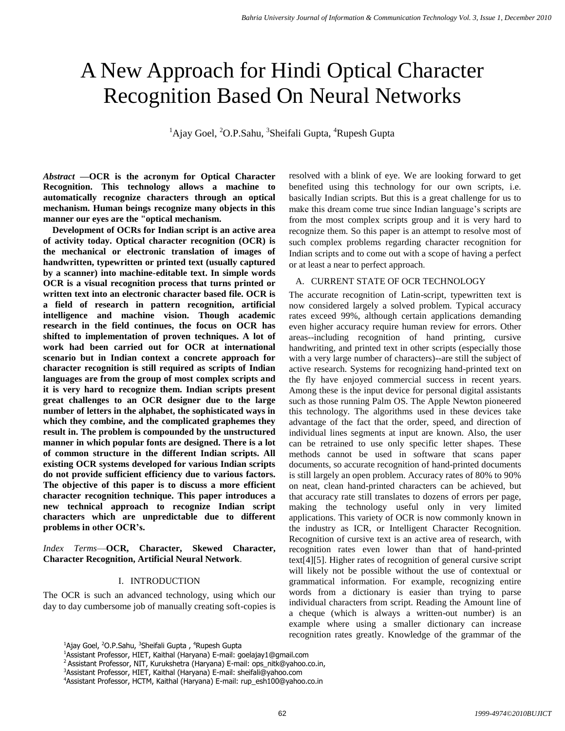# A New Approach for Hindi Optical Character Recognition Based On Neural Networks

[1]Ajay Goel, [2]O.P.Sahu, [3]Sheifali Gupta, [4]Rupesh Gupta

***Abstract* —OCR is the acronym for Optical Character Recognition. This technology allows a machine to automatically recognize characters through an optical mechanism. Human beings recognize many objects in this manner our eyes are the "optical mechanism.**

**Development of OCRs for Indian script is an active area of activity today. Optical character recognition (OCR) is the mechanical or electronic translation of images of handwritten, typewritten or printed text (usually captured by a scanner) into machine-editable text. In simple words OCR is a visual recognition process that turns printed or written text into an electronic character based file. OCR is a field of research in pattern recognition, artificial intelligence and machine vision. Though academic research in the field continues, the focus on OCR has shifted to implementation of proven techniques. A lot of work had been carried out for OCR at international scenario but in Indian context a concrete approach for character recognition is still required as scripts of Indian languages are from the group of most complex scripts and it is very hard to recognize them. Indian scripts present great challenges to an OCR designer due to the large number of letters in the alphabet, the sophisticated ways in which they combine, and the complicated graphemes they result in. The problem is compounded by the unstructured manner in which popular fonts are designed. There is a lot of common structure in the different Indian scripts. All existing OCR systems developed for various Indian scripts do not provide sufficient efficiency due to various factors. The objective of this paper is to discuss a more efficient character recognition technique. This paper introduces a new technical approach to recognize Indian script characters which are unpredictable due to different problems in other OCR's.**

*Index Terms*—**OCR, Character, Skewed Character, Character Recognition, Artificial Neural Network**.

## I. INTRODUCTION

The OCR is such an advanced technology, using which our day to day cumbersome job of manually creating soft-copies is resolved with a blink of eye. We are looking forward to get benefited using this technology for our own scripts, i.e. basically Indian scripts. But this is a great challenge for us to make this dream come true since Indian language's scripts are from the most complex scripts group and it is very hard to recognize them. So this paper is an attempt to resolve most of such complex problems regarding character recognition for Indian scripts and to come out with a scope of having a perfect or at least a near to perfect approach.

### A. CURRENT STATE OF OCR TECHNOLOGY

The accurate recognition of Latin-script, typewritten text is now considered largely a solved problem. Typical accuracy rates exceed 99%, although certain applications demanding even higher accuracy require human review for errors. Other areas--including recognition of hand printing, cursive handwriting, and printed text in other scripts (especially those with a very large number of characters)--are still the subject of active research. Systems for recognizing hand-printed text on the fly have enjoyed commercial success in recent years. Among these is the input device for personal digital assistants such as those running Palm OS. The Apple Newton pioneered this technology. The algorithms used in these devices take advantage of the fact that the order, speed, and direction of individual lines segments at input are known. Also, the user can be retrained to use only specific letter shapes. These methods cannot be used in software that scans paper documents, so accurate recognition of hand-printed documents is still largely an open problem. Accuracy rates of 80% to 90% on neat, clean hand-printed characters can be achieved, but that accuracy rate still translates to dozens of errors per page, making the technology useful only in very limited applications. This variety of OCR is now commonly known in the industry as ICR, or Intelligent Character Recognition. Recognition of cursive text is an active area of research, with recognition rates even lower than that of hand-printed text[4][5]. Higher rates of recognition of general cursive script will likely not be possible without the use of contextual or grammatical information. For example, recognizing entire words from a dictionary is easier than trying to parse individual characters from script. Reading the Amount line of a cheque (which is always a written-out number) is an example where using a smaller dictionary can increase recognition rates greatly. Knowledge of the grammar of the

[1]Ajay Goel, [2]O.P.Sahu, [3]Sheifali Gupta , [4]Rupesh Gupta

[1]Assistant Professor, HIET, Kaithal (Haryana) E-mail: goelajay1@gmail.com

[2] Assistant Professor, NIT, Kurukshetra (Haryana) E-mail: ops_nitk@yahoo.co.in,

[3]Assistant Professor, HIET, Kaithal (Haryana) E-mail: sheifali@yahoo.com

[4]Assistant Professor, HCTM, Kaithal (Haryana) E-mail: rup_esh100@yahoo.co.in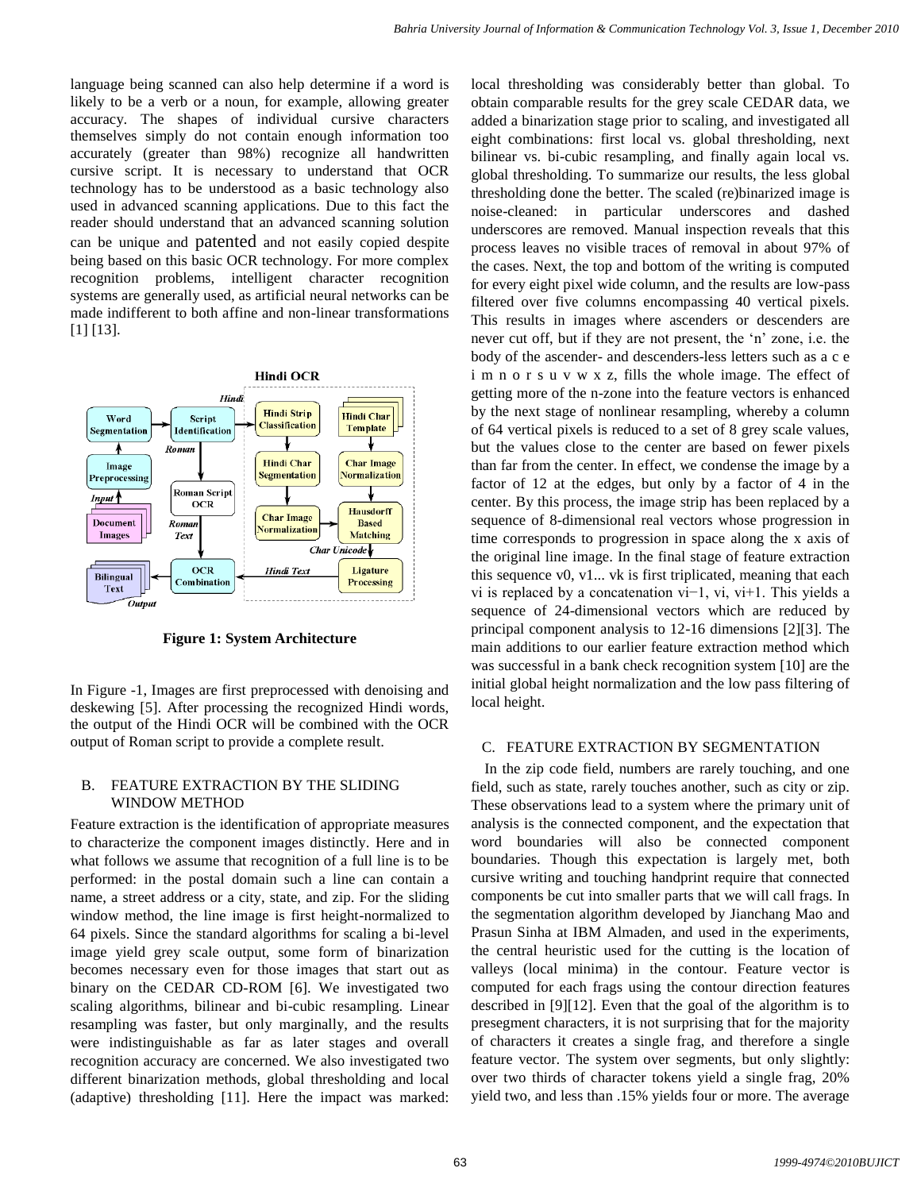language being scanned can also help determine if a word is likely to be a verb or a noun, for example, allowing greater accuracy. The shapes of individual cursive characters themselves simply do not contain enough information too accurately (greater than 98%) recognize all handwritten cursive script. It is necessary to understand that OCR technology has to be understood as a basic technology also used in advanced scanning applications. Due to this fact the reader should understand that an advanced scanning solution can be unique and patented and not easily copied despite being based on this basic OCR technology. For more complex recognition problems, intelligent character recognition systems are generally used, as artificial neural networks can be made indifferent to both affine and non-linear transformations [1] [13].

**Figure 1: System Architecture**

In Figure -1, Images are first preprocessed with denoising and deskewing [5]. After processing the recognized Hindi words, the output of the Hindi OCR will be combined with the OCR output of Roman script to provide a complete result.

### B. FEATURE EXTRACTION BY THE SLIDING WINDOW METHOD

Feature extraction is the identification of appropriate measures to characterize the component images distinctly. Here and in what follows we assume that recognition of a full line is to be performed: in the postal domain such a line can contain a name, a street address or a city, state, and zip. For the sliding window method, the line image is first height-normalized to 64 pixels. Since the standard algorithms for scaling a bi-level image yield grey scale output, some form of binarization becomes necessary even for those images that start out as binary on the CEDAR CD-ROM [6]. We investigated two scaling algorithms, bilinear and bi-cubic resampling. Linear resampling was faster, but only marginally, and the results were indistinguishable as far as later stages and overall recognition accuracy are concerned. We also investigated two different binarization methods, global thresholding and local (adaptive) thresholding [11]. Here the impact was marked: local thresholding was considerably better than global. To obtain comparable results for the grey scale CEDAR data, we added a binarization stage prior to scaling, and investigated all eight combinations: first local vs. global thresholding, next bilinear vs. bi-cubic resampling, and finally again local vs. global thresholding. To summarize our results, the less global thresholding done the better. The scaled (re)binarized image is noise-cleaned: in particular underscores and dashed underscores are removed. Manual inspection reveals that this process leaves no visible traces of removal in about 97% of the cases. Next, the top and bottom of the writing is computed for every eight pixel wide column, and the results are low-pass filtered over five columns encompassing 40 vertical pixels. This results in images where ascenders or descenders are never cut off, but if they are not present, the 'n' zone, i.e. the body of the ascender- and descenders-less letters such as a c e i m n o r s u v w x z, fills the whole image. The effect of getting more of the n-zone into the feature vectors is enhanced by the next stage of nonlinear resampling, whereby a column of 64 vertical pixels is reduced to a set of 8 grey scale values, but the values close to the center are based on fewer pixels than far from the center. In effect, we condense the image by a factor of 12 at the edges, but only by a factor of 4 in the center. By this process, the image strip has been replaced by a sequence of 8-dimensional real vectors whose progression in time corresponds to progression in space along the x axis of the original line image. In the final stage of feature extraction this sequence $v_0, v_1... v_k$ is first triplicated, meaning that each $v_i$ is replaced by a concatenation $v_{i-1}, v_i, v_{i+1}$. This yields a sequence of 24-dimensional vectors which are reduced by principal component analysis to 12-16 dimensions [2][3]. The main additions to our earlier feature extraction method which was successful in a bank check recognition system [10] are the initial global height normalization and the low pass filtering of local height.

### C. FEATURE EXTRACTION BY SEGMENTATION

In the zip code field, numbers are rarely touching, and one field, such as state, rarely touches another, such as city or zip. These observations lead to a system where the primary unit of analysis is the connected component, and the expectation that word boundaries will also be connected component boundaries. Though this expectation is largely met, both cursive writing and touching handprint require that connected components be cut into smaller parts that we will call frags. In the segmentation algorithm developed by Jianchang Mao and Prasun Sinha at IBM Almaden, and used in the experiments, the central heuristic used for the cutting is the location of valleys (local minima) in the contour. Feature vector is computed for each frags using the contour direction features described in [9][12]. Even that the goal of the algorithm is to presegment characters, it is not surprising that for the majority of characters it creates a single frag, and therefore a single feature vector. The system over segments, but only slightly: over two thirds of character tokens yield a single frag, 20% yield two, and less than .15% yields four or more. The average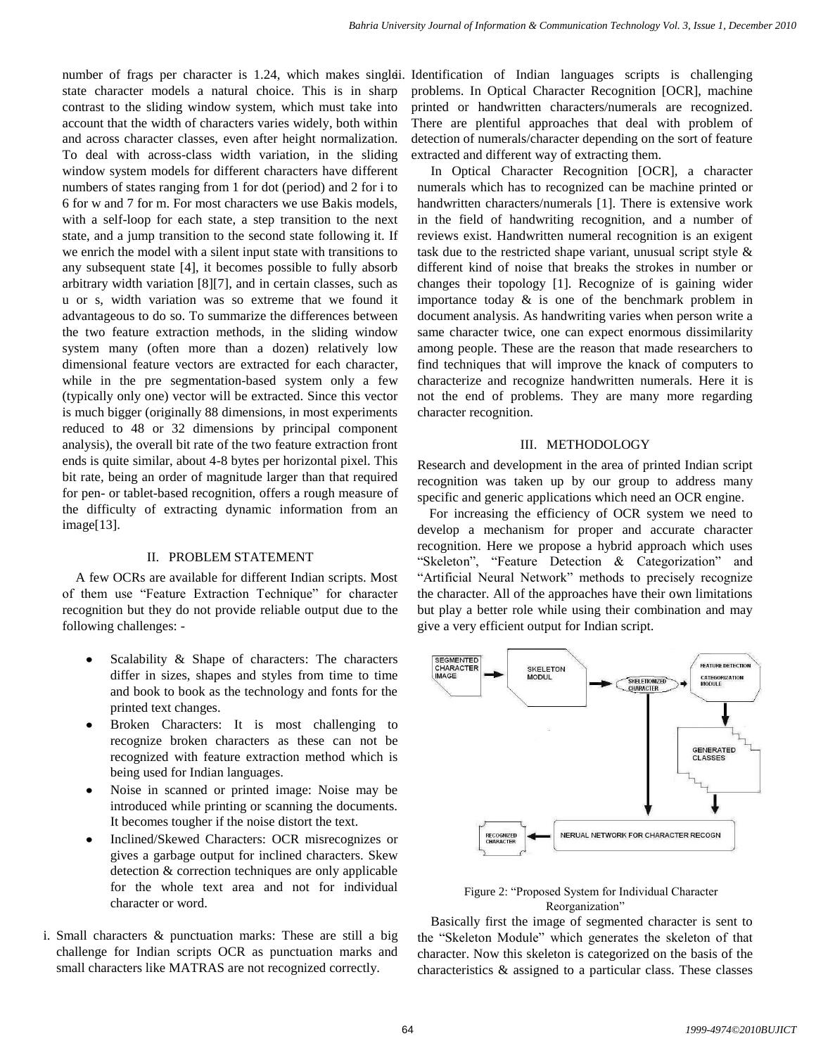number of frags per character is 1.24, which makes single-state character models a natural choice. This is in sharp contrast to the sliding window system, which must take into account that the width of characters varies widely, both within and across character classes, even after height normalization. To deal with across-class width variation, in the sliding window system models for different characters have different numbers of states ranging from 1 for dot (period) and 2 for i to 6 for w and 7 for m. For most characters we use Bakis models, with a self-loop for each state, a step transition to the next state, and a jump transition to the second state following it. If we enrich the model with a silent input state with transitions to any subsequent state [4], it becomes possible to fully absorb arbitrary width variation [8][7], and in certain classes, such as u or s, width variation was so extreme that we found it advantageous to do so. To summarize the differences between the two feature extraction methods, in the sliding window system many (often more than a dozen) relatively low dimensional feature vectors are extracted for each character, while in the pre segmentation-based system only a few (typically only one) vector will be extracted. Since this vector is much bigger (originally 88 dimensions, in most experiments reduced to 48 or 32 dimensions by principal component analysis), the overall bit rate of the two feature extraction front ends is quite similar, about 4-8 bytes per horizontal pixel. This bit rate, being an order of magnitude larger than that required for pen- or tablet-based recognition, offers a rough measure of the difficulty of extracting dynamic information from an image[13].

## II. PROBLEM STATEMENT

A few OCRs are available for different Indian scripts. Most of them use "Feature Extraction Technique" for character recognition but they do not provide reliable output due to the following challenges: -

- Scalability & Shape of characters: The characters differ in sizes, shapes and styles from time to time and book to book as the technology and fonts for the printed text changes.
- Broken Characters: It is most challenging to recognize broken characters as these can not be recognized with feature extraction method which is being used for Indian languages.
- Noise in scanned or printed image: Noise may be introduced while printing or scanning the documents. It becomes tougher if the noise distort the text.
- Inclined/Skewed Characters: OCR misrecognizes or gives a garbage output for inclined characters. Skew detection & correction techniques are only applicable for the whole text area and not for individual character or word.

i. Small characters & punctuation marks: These are still a big challenge for Indian scripts OCR as punctuation marks and small characters like MATRAS are not recognized correctly.

ii. Identification of Indian languages scripts is challenging problems. In Optical Character Recognition [OCR], machine printed or handwritten characters/numerals are recognized. There are plentiful approaches that deal with problem of detection of numerals/character depending on the sort of feature extracted and different way of extracting them.

In Optical Character Recognition [OCR], a character numerals which has to recognized can be machine printed or handwritten characters/numerals [1]. There is extensive work in the field of handwriting recognition, and a number of reviews exist. Handwritten numeral recognition is an exigent task due to the restricted shape variant, unusual script style & different kind of noise that breaks the strokes in number or changes their topology [1]. Recognize of is gaining wider importance today & is one of the benchmark problem in document analysis. As handwriting varies when person write a same character twice, one can expect enormous dissimilarity among people. These are the reason that made researchers to find techniques that will improve the knack of computers to characterize and recognize handwritten numerals. Here it is not the end of problems. They are many more regarding character recognition.

## III. METHODOLOGY

Research and development in the area of printed Indian script recognition was taken up by our group to address many specific and generic applications which need an OCR engine.

For increasing the efficiency of OCR system we need to develop a mechanism for proper and accurate character recognition. Here we propose a hybrid approach which uses "Skeleton", "Feature Detection & Categorization" and "Artificial Neural Network" methods to precisely recognize the character. All of the approaches have their own limitations but play a better role while using their combination and may give a very efficient output for Indian script.

SEGMENTED CHARACTER IMAGE → SKELETON MODUL → SKELETONIZED CHARACTER → FEATURE DETECTION CATEGORIZATION MODULE → GENERATED CLASSES → NERUAL NETWORK FOR CHARACTER RECOGN → RECOGNIZED CHARACTER

Figure 2: "Proposed System for Individual Character Reorganization"

Basically first the image of segmented character is sent to the "Skeleton Module" which generates the skeleton of that character. Now this skeleton is categorized on the basis of the characteristics & assigned to a particular class. These classes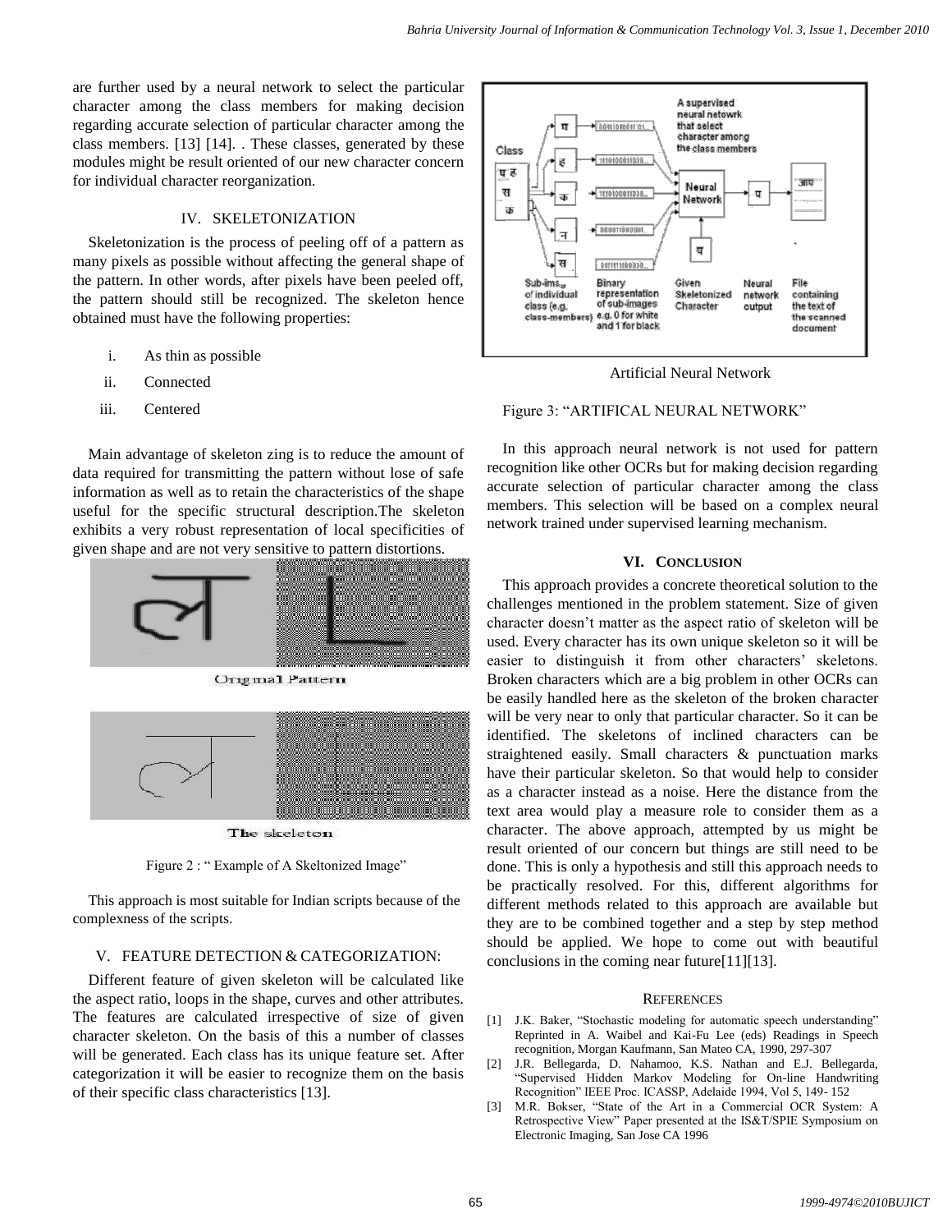are further used by a neural network to select the particular character among the class members for making decision regarding accurate selection of particular character among the class members. [13] [14]. . These classes, generated by these modules might be result oriented of our new character concern for individual character reorganization.

## IV. SKELETONIZATION

Skeletonization is the process of peeling off of a pattern as many pixels as possible without affecting the general shape of the pattern. In other words, after pixels have been peeled off, the pattern should still be recognized. The skeleton hence obtained must have the following properties:

i. As thin as possible

ii. Connected

iii. Centered

Main advantage of skeleton zing is to reduce the amount of data required for transmitting the pattern without lose of safe information as well as to retain the characteristics of the shape useful for the specific structural description.The skeleton exhibits a very robust representation of local specificities of given shape and are not very sensitive to pattern distortions.

Original Pattern

The skeleton

Figure 2 : " Example of A Skeltonized Image"

This approach is most suitable for Indian scripts because of the complexness of the scripts.

## V. FEATURE DETECTION & CATEGORIZATION:

Different feature of given skeleton will be calculated like the aspect ratio, loops in the shape, curves and other attributes. The features are calculated irrespective of size of given character skeleton. On the basis of this a number of classes will be generated. Each class has its unique feature set. After categorization it will be easier to recognize them on the basis of their specific class characteristics [13].

Artificial Neural Network

Figure 3: "ARTIFICAL NEURAL NETWORK"

In this approach neural network is not used for pattern recognition like other OCRs but for making decision regarding accurate selection of particular character among the class members. This selection will be based on a complex neural network trained under supervised learning mechanism.

## VI. CONCLUSION

This approach provides a concrete theoretical solution to the challenges mentioned in the problem statement. Size of given character doesn't matter as the aspect ratio of skeleton will be used. Every character has its own unique skeleton so it will be easier to distinguish it from other characters' skeletons. Broken characters which are a big problem in other OCRs can be easily handled here as the skeleton of the broken character will be very near to only that particular character. So it can be identified. The skeletons of inclined characters can be straightened easily. Small characters & punctuation marks have their particular skeleton. So that would help to consider as a character instead as a noise. Here the distance from the text area would play a measure role to consider them as a character. The above approach, attempted by us might be result oriented of our concern but things are still need to be done. This is only a hypothesis and still this approach needs to be practically resolved. For this, different algorithms for different methods related to this approach are available but they are to be combined together and a step by step method should be applied. We hope to come out with beautiful conclusions in the coming near future[11][13].

## REFERENCES

[1] J.K. Baker, "Stochastic modeling for automatic speech understanding" Reprinted in A. Waibel and Kai-Fu Lee (eds) Readings in Speech recognition, Morgan Kaufmann, San Mateo CA, 1990, 297-307

[2] J.R. Bellegarda, D. Nahamoo, K.S. Nathan and E.J. Bellegarda, "Supervised Hidden Markov Modeling for On-line Handwriting Recognition" IEEE Proc. ICASSP, Adelaide 1994, Vol 5, 149- 152

[3] M.R. Bokser, "State of the Art in a Commercial OCR System: A Retrospective View" Paper presented at the IS&T/SPIE Symposium on Electronic Imaging, San Jose CA 1996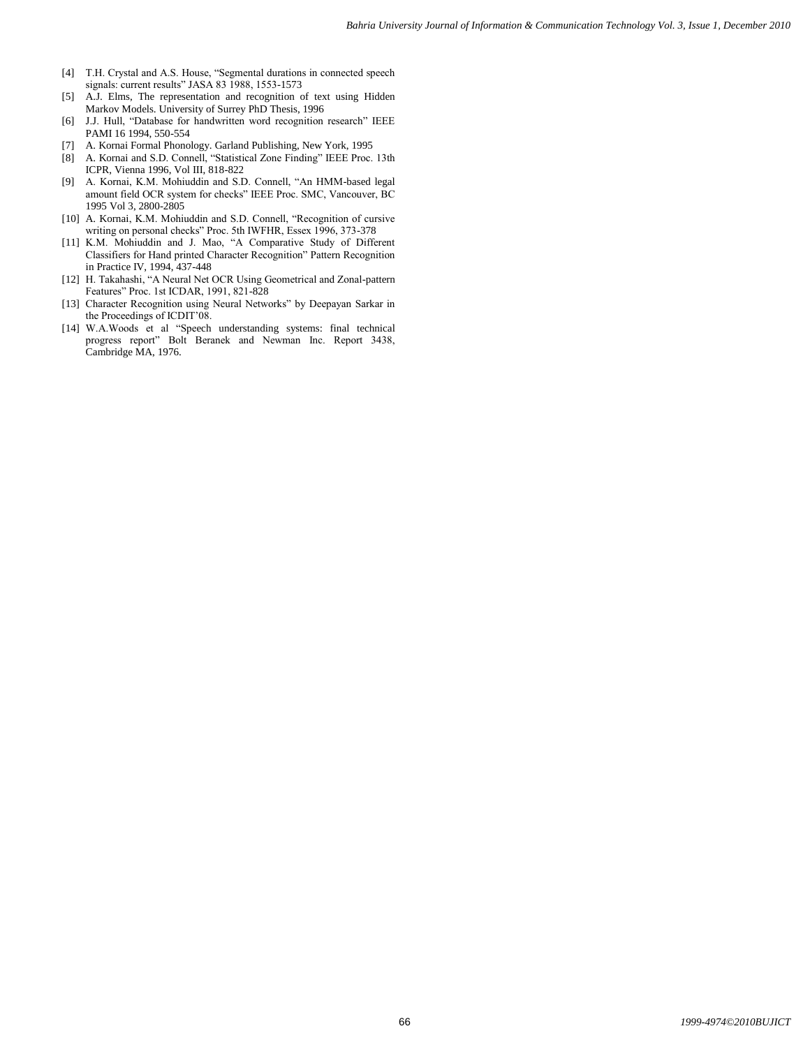[4] T.H. Crystal and A.S. House, "Segmental durations in connected speech signals: current results" JASA 83 1988, 1553-1573

[5] A.J. Elms, The representation and recognition of text using Hidden Markov Models. University of Surrey PhD Thesis, 1996

[6] J.J. Hull, "Database for handwritten word recognition research" IEEE PAMI 16 1994, 550-554

[7] A. Kornai Formal Phonology. Garland Publishing, New York, 1995

[8] A. Kornai and S.D. Connell, "Statistical Zone Finding" IEEE Proc. 13th ICPR, Vienna 1996, Vol III, 818-822

[9] A. Kornai, K.M. Mohiuddin and S.D. Connell, "An HMM-based legal amount field OCR system for checks" IEEE Proc. SMC, Vancouver, BC 1995 Vol 3, 2800-2805

[10] A. Kornai, K.M. Mohiuddin and S.D. Connell, "Recognition of cursive writing on personal checks" Proc. 5th IWFHR, Essex 1996, 373-378

[11] K.M. Mohiuddin and J. Mao, "A Comparative Study of Different Classifiers for Hand printed Character Recognition" Pattern Recognition in Practice IV, 1994, 437-448

[12] H. Takahashi, "A Neural Net OCR Using Geometrical and Zonal-pattern Features" Proc. 1st ICDAR, 1991, 821-828

[13] Character Recognition using Neural Networks" by Deepayan Sarkar in the Proceedings of ICDIT'08.

[14] W.A.Woods et al "Speech understanding systems: final technical progress report" Bolt Beranek and Newman Inc. Report 3438, Cambridge MA, 1976.